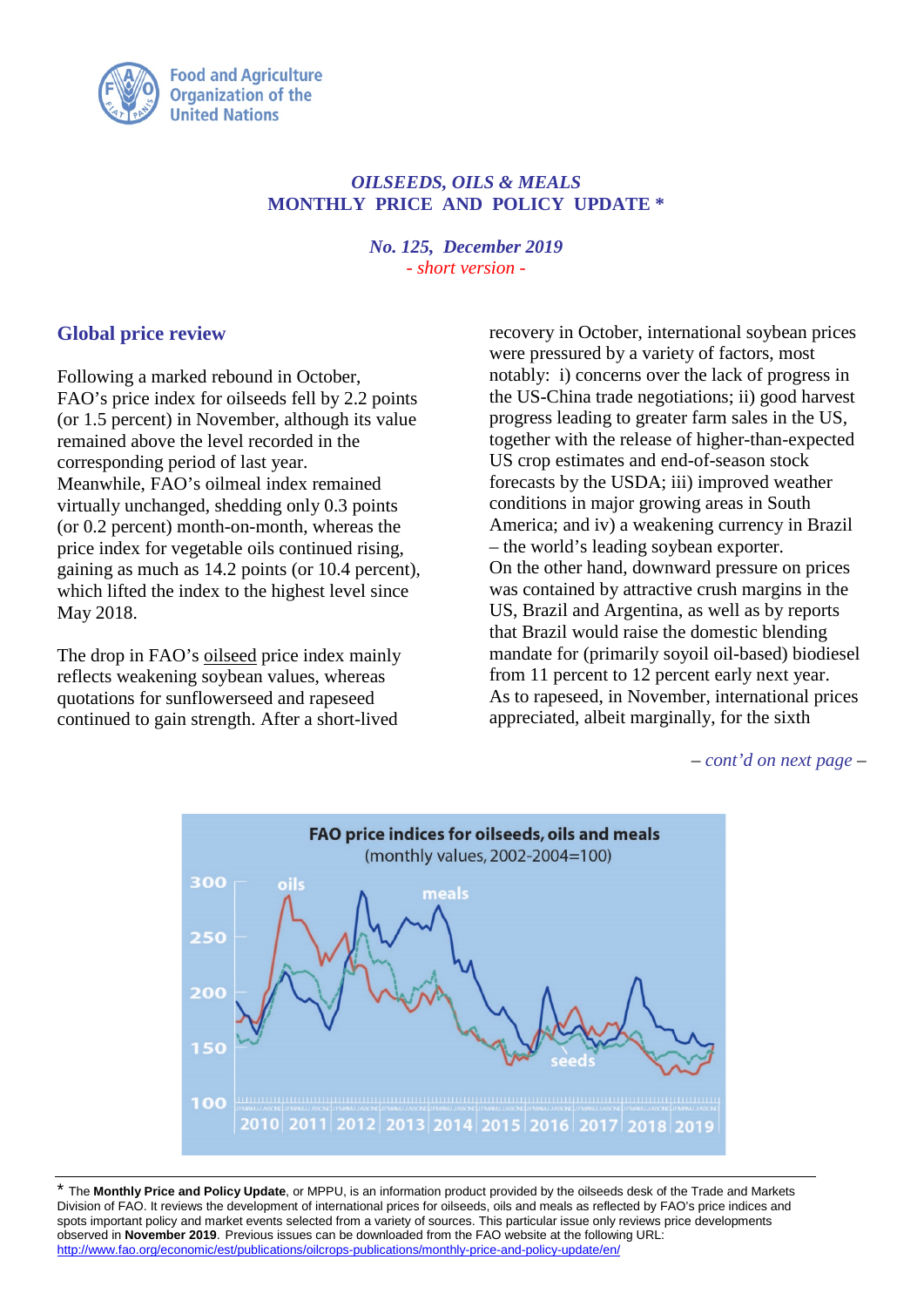Food and Agriculture Organization of the United Nations

***OILSEEDS, OILS & MEALS***
**MONTHLY PRICE AND POLICY UPDATE \***

***No. 125, December 2019***
*- short version -*

## Global price review

Following a marked rebound in October, FAO's price index for oilseeds fell by 2.2 points (or 1.5 percent) in November, although its value remained above the level recorded in the corresponding period of last year. Meanwhile, FAO's oilmeal index remained virtually unchanged, shedding only 0.3 points (or 0.2 percent) month-on-month, whereas the price index for vegetable oils continued rising, gaining as much as 14.2 points (or 10.4 percent), which lifted the index to the highest level since May 2018.

The drop in FAO's oilseed price index mainly reflects weakening soybean values, whereas quotations for sunflowerseed and rapeseed continued to gain strength. After a short-lived recovery in October, international soybean prices were pressured by a variety of factors, most notably: i) concerns over the lack of progress in the US-China trade negotiations; ii) good harvest progress leading to greater farm sales in the US, together with the release of higher-than-expected US crop estimates and end-of-season stock forecasts by the USDA; iii) improved weather conditions in major growing areas in South America; and iv) a weakening currency in Brazil – the world's leading soybean exporter.
On the other hand, downward pressure on prices was contained by attractive crush margins in the US, Brazil and Argentina, as well as by reports that Brazil would raise the domestic blending mandate for (primarily soyoil oil-based) biodiesel from 11 percent to 12 percent early next year.
As to rapeseed, in November, international prices appreciated, albeit marginally, for the sixth

*– cont'd on next page –*

**FAO price indices for oilseeds, oils and meals**
(monthly values, 2002-2004=100)

---

\* The **Monthly Price and Policy Update**, or MPPU, is an information product provided by the oilseeds desk of the Trade and Markets Division of FAO. It reviews the development of international prices for oilseeds, oils and meals as reflected by FAO's price indices and spots important policy and market events selected from a variety of sources. This particular issue only reviews price developments observed in **November 2019**. Previous issues can be downloaded from the FAO website at the following URL: http://www.fao.org/economic/est/publications/oilcrops-publications/monthly-price-and-policy-update/en/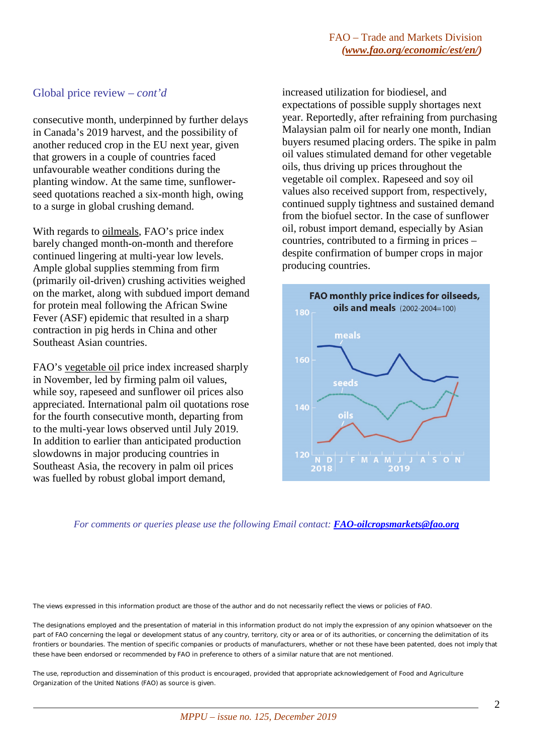## Global price review – *cont'd*

consecutive month, underpinned by further delays in Canada's 2019 harvest, and the possibility of another reduced crop in the EU next year, given that growers in a couple of countries faced unfavourable weather conditions during the planting window. At the same time, sunflower-seed quotations reached a six-month high, owing to a surge in global crushing demand.

With regards to oilmeals, FAO's price index barely changed month-on-month and therefore continued lingering at multi-year low levels. Ample global supplies stemming from firm (primarily oil-driven) crushing activities weighed on the market, along with subdued import demand for protein meal following the African Swine Fever (ASF) epidemic that resulted in a sharp contraction in pig herds in China and other Southeast Asian countries.

FAO's vegetable oil price index increased sharply in November, led by firming palm oil values, while soy, rapeseed and sunflower oil prices also appreciated. International palm oil quotations rose for the fourth consecutive month, departing from to the multi-year lows observed until July 2019. In addition to earlier than anticipated production slowdowns in major producing countries in Southeast Asia, the recovery in palm oil prices was fuelled by robust global import demand, increased utilization for biodiesel, and expectations of possible supply shortages next year. Reportedly, after refraining from purchasing Malaysian palm oil for nearly one month, Indian buyers resumed placing orders. The spike in palm oil values stimulated demand for other vegetable oils, thus driving up prices throughout the vegetable oil complex. Rapeseed and soy oil values also received support from, respectively, continued supply tightness and sustained demand from the biofuel sector. In the case of sunflower oil, robust import demand, especially by Asian countries, contributed to a firming in prices – despite confirmation of bumper crops in major producing countries.

**FAO monthly price indices for oilseeds, oils and meals** (2002-2004=100)

*For comments or queries please use the following Email contact:* ***FAO-oilcropsmarkets@fao.org***

The views expressed in this information product are those of the author and do not necessarily reflect the views or policies of FAO.

The designations employed and the presentation of material in this information product do not imply the expression of any opinion whatsoever on the part of FAO concerning the legal or development status of any country, territory, city or area or of its authorities, or concerning the delimitation of its frontiers or boundaries. The mention of specific companies or products of manufacturers, whether or not these have been patented, does not imply that these have been endorsed or recommended by FAO in preference to others of a similar nature that are not mentioned.

The use, reproduction and dissemination of this product is encouraged, provided that appropriate acknowledgement of Food and Agriculture Organization of the United Nations (FAO) as source is given.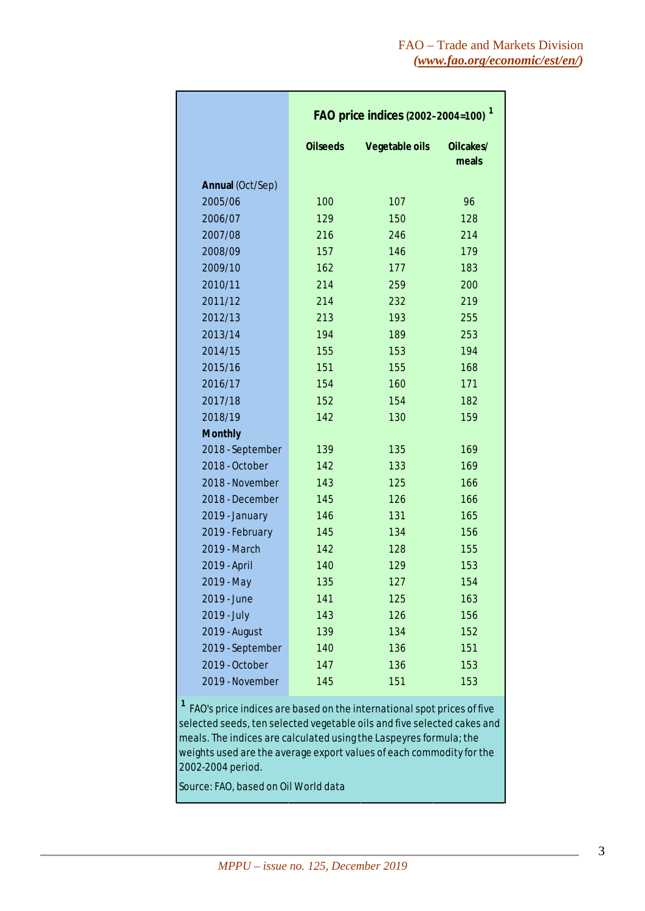| | FAO price indices (2002-2004=100) [1] | | |
|---|---|---|---|
| | Oilseeds | Vegetable oils | Oilcakes/ meals |
| **Annual** (Oct/Sep) | | | |
| 2005/06 | 100 | 107 | 96 |
| 2006/07 | 129 | 150 | 128 |
| 2007/08 | 216 | 246 | 214 |
| 2008/09 | 157 | 146 | 179 |
| 2009/10 | 162 | 177 | 183 |
| 2010/11 | 214 | 259 | 200 |
| 2011/12 | 214 | 232 | 219 |
| 2012/13 | 213 | 193 | 255 |
| 2013/14 | 194 | 189 | 253 |
| 2014/15 | 155 | 153 | 194 |
| 2015/16 | 151 | 155 | 168 |
| 2016/17 | 154 | 160 | 171 |
| 2017/18 | 152 | 154 | 182 |
| 2018/19 | 142 | 130 | 159 |
| **Monthly** | | | |
| 2018 - September | 139 | 135 | 169 |
| 2018 - October | 142 | 133 | 169 |
| 2018 - November | 143 | 125 | 166 |
| 2018 - December | 145 | 126 | 166 |
| 2019 - January | 146 | 131 | 165 |
| 2019 - February | 145 | 134 | 156 |
| 2019 - March | 142 | 128 | 155 |
| 2019 - April | 140 | 129 | 153 |
| 2019 - May | 135 | 127 | 154 |
| 2019 - June | 141 | 125 | 163 |
| 2019 - July | 143 | 126 | 156 |
| 2019 - August | 139 | 134 | 152 |
| 2019 - September | 140 | 136 | 151 |
| 2019 - October | 147 | 136 | 153 |
| 2019 - November | 145 | 151 | 153 |

[1] FAO's price indices are based on the international spot prices of five selected seeds, ten selected vegetable oils and five selected cakes and meals. The indices are calculated using the Laspeyres formula; the weights used are the average export values of each commodity for the 2002-2004 period.

Source: FAO, based on Oil World data